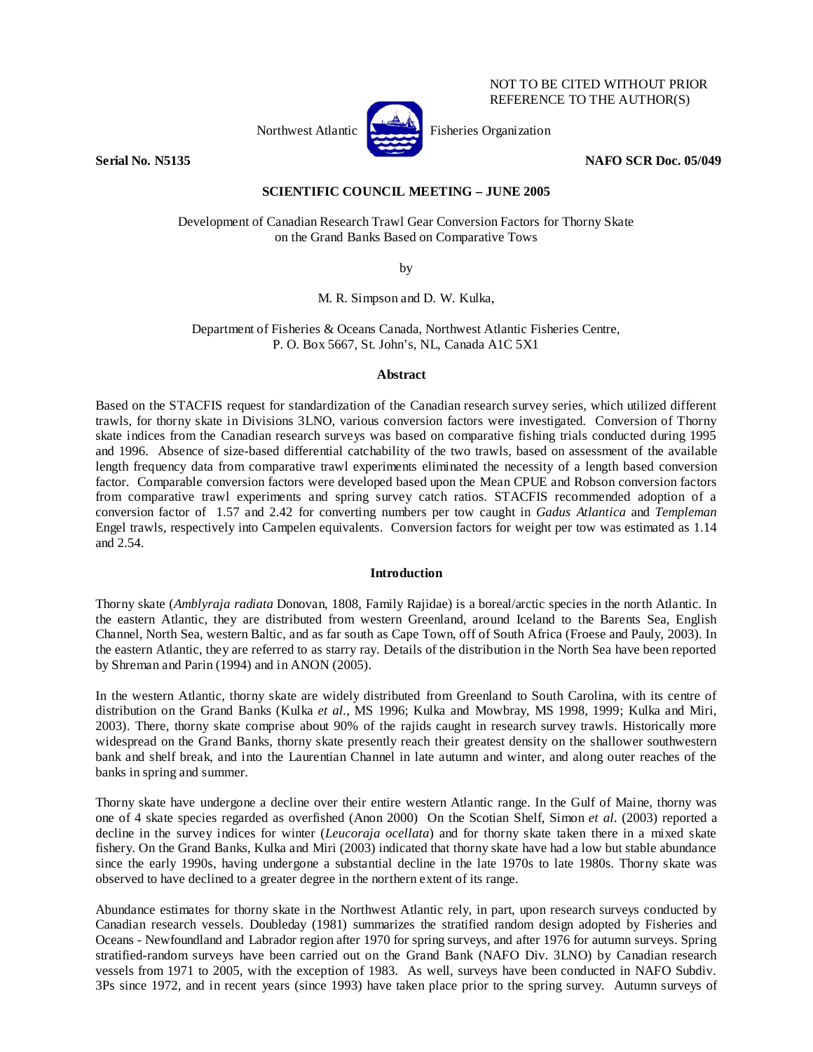NOT TO BE CITED WITHOUT PRIOR REFERENCE TO THE AUTHOR(S)

Northwest Atlantic Fisheries Organization

**Serial No. N5135** **NAFO SCR Doc. 05/049**

**SCIENTIFIC COUNCIL MEETING – JUNE 2005**

Development of Canadian Research Trawl Gear Conversion Factors for Thorny Skate on the Grand Banks Based on Comparative Tows

by

M. R. Simpson and D. W. Kulka,

Department of Fisheries & Oceans Canada, Northwest Atlantic Fisheries Centre, P. O. Box 5667, St. John's, NL, Canada A1C 5X1

## Abstract

Based on the STACFIS request for standardization of the Canadian research survey series, which utilized different trawls, for thorny skate in Divisions 3LNO, various conversion factors were investigated. Conversion of Thorny skate indices from the Canadian research surveys was based on comparative fishing trials conducted during 1995 and 1996. Absence of size-based differential catchability of the two trawls, based on assessment of the available length frequency data from comparative trawl experiments eliminated the necessity of a length based conversion factor. Comparable conversion factors were developed based upon the Mean CPUE and Robson conversion factors from comparative trawl experiments and spring survey catch ratios. STACFIS recommended adoption of a conversion factor of 1.57 and 2.42 for converting numbers per tow caught in *Gadus Atlantica* and *Templeman* Engel trawls, respectively into Campelen equivalents. Conversion factors for weight per tow was estimated as 1.14 and 2.54.

## Introduction

Thorny skate (*Amblyraja radiata* Donovan, 1808, Family Rajidae) is a boreal/arctic species in the north Atlantic. In the eastern Atlantic, they are distributed from western Greenland, around Iceland to the Barents Sea, English Channel, North Sea, western Baltic, and as far south as Cape Town, off of South Africa (Froese and Pauly, 2003). In the eastern Atlantic, they are referred to as starry ray. Details of the distribution in the North Sea have been reported by Shreman and Parin (1994) and in ANON (2005).

In the western Atlantic, thorny skate are widely distributed from Greenland to South Carolina, with its centre of distribution on the Grand Banks (Kulka *et al*., MS 1996; Kulka and Mowbray, MS 1998, 1999; Kulka and Miri, 2003). There, thorny skate comprise about 90% of the rajids caught in research survey trawls. Historically more widespread on the Grand Banks, thorny skate presently reach their greatest density on the shallower southwestern bank and shelf break, and into the Laurentian Channel in late autumn and winter, and along outer reaches of the banks in spring and summer.

Thorny skate have undergone a decline over their entire western Atlantic range. In the Gulf of Maine, thorny was one of 4 skate species regarded as overfished (Anon 2000) On the Scotian Shelf, Simon *et al*. (2003) reported a decline in the survey indices for winter (*Leucoraja ocellata*) and for thorny skate taken there in a mixed skate fishery. On the Grand Banks, Kulka and Miri (2003) indicated that thorny skate have had a low but stable abundance since the early 1990s, having undergone a substantial decline in the late 1970s to late 1980s. Thorny skate was observed to have declined to a greater degree in the northern extent of its range.

Abundance estimates for thorny skate in the Northwest Atlantic rely, in part, upon research surveys conducted by Canadian research vessels. Doubleday (1981) summarizes the stratified random design adopted by Fisheries and Oceans - Newfoundland and Labrador region after 1970 for spring surveys, and after 1976 for autumn surveys. Spring stratified-random surveys have been carried out on the Grand Bank (NAFO Div. 3LNO) by Canadian research vessels from 1971 to 2005, with the exception of 1983. As well, surveys have been conducted in NAFO Subdiv. 3Ps since 1972, and in recent years (since 1993) have taken place prior to the spring survey. Autumn surveys of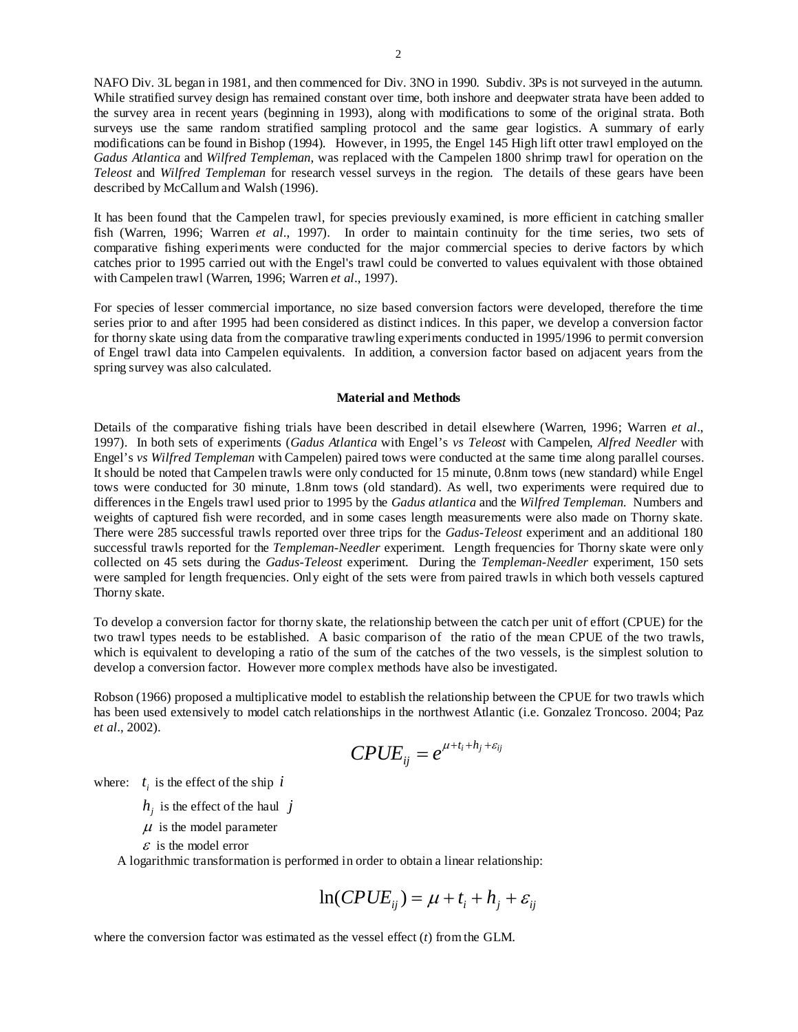NAFO Div. 3L began in 1981, and then commenced for Div. 3NO in 1990. Subdiv. 3Ps is not surveyed in the autumn. While stratified survey design has remained constant over time, both inshore and deepwater strata have been added to the survey area in recent years (beginning in 1993), along with modifications to some of the original strata. Both surveys use the same random stratified sampling protocol and the same gear logistics. A summary of early modifications can be found in Bishop (1994). However, in 1995, the Engel 145 High lift otter trawl employed on the *Gadus Atlantica* and *Wilfred Templeman*, was replaced with the Campelen 1800 shrimp trawl for operation on the *Teleost* and *Wilfred Templeman* for research vessel surveys in the region. The details of these gears have been described by McCallum and Walsh (1996).

It has been found that the Campelen trawl, for species previously examined, is more efficient in catching smaller fish (Warren, 1996; Warren *et al*., 1997). In order to maintain continuity for the time series, two sets of comparative fishing experiments were conducted for the major commercial species to derive factors by which catches prior to 1995 carried out with the Engel's trawl could be converted to values equivalent with those obtained with Campelen trawl (Warren, 1996; Warren *et al*., 1997).

For species of lesser commercial importance, no size based conversion factors were developed, therefore the time series prior to and after 1995 had been considered as distinct indices. In this paper, we develop a conversion factor for thorny skate using data from the comparative trawling experiments conducted in 1995/1996 to permit conversion of Engel trawl data into Campelen equivalents. In addition, a conversion factor based on adjacent years from the spring survey was also calculated.

## Material and Methods

Details of the comparative fishing trials have been described in detail elsewhere (Warren, 1996; Warren *et al*., 1997). In both sets of experiments (*Gadus Atlantica* with Engel's *vs Teleost* with Campelen, *Alfred Needler* with Engel's *vs Wilfred Templeman* with Campelen) paired tows were conducted at the same time along parallel courses. It should be noted that Campelen trawls were only conducted for 15 minute, 0.8nm tows (new standard) while Engel tows were conducted for 30 minute, 1.8nm tows (old standard). As well, two experiments were required due to differences in the Engels trawl used prior to 1995 by the *Gadus atlantica* and the *Wilfred Templeman.* Numbers and weights of captured fish were recorded, and in some cases length measurements were also made on Thorny skate. There were 285 successful trawls reported over three trips for the *Gadus-Teleost* experiment and an additional 180 successful trawls reported for the *Templeman-Needler* experiment. Length frequencies for Thorny skate were only collected on 45 sets during the *Gadus-Teleost* experiment. During the *Templeman-Needler* experiment, 150 sets were sampled for length frequencies. Only eight of the sets were from paired trawls in which both vessels captured Thorny skate.

To develop a conversion factor for thorny skate, the relationship between the catch per unit of effort (CPUE) for the two trawl types needs to be established. A basic comparison of the ratio of the mean CPUE of the two trawls, which is equivalent to developing a ratio of the sum of the catches of the two vessels, is the simplest solution to develop a conversion factor. However more complex methods have also be investigated.

Robson (1966) proposed a multiplicative model to establish the relationship between the CPUE for two trawls which has been used extensively to model catch relationships in the northwest Atlantic (i.e. Gonzalez Troncoso. 2004; Paz *et al*., 2002).

$$CPUE_{ij} = e^{\mu + t_i + h_j + \varepsilon_{ij}}$$

where: $t_i$ is the effect of the ship $i$

$h_j$ is the effect of the haul $j$

$\mu$ is the model parameter

$\varepsilon$ is the model error

A logarithmic transformation is performed in order to obtain a linear relationship:

$$\ln(CPUE_{ij}) = \mu + t_i + h_j + \varepsilon_{ij}$$

where the conversion factor was estimated as the vessel effect ($t$) from the GLM.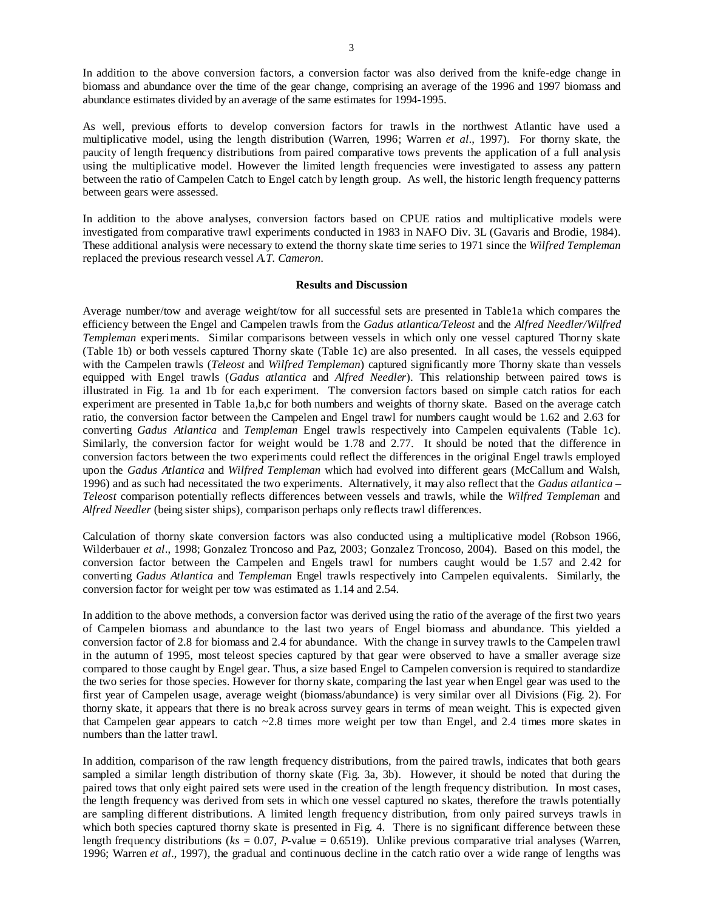In addition to the above conversion factors, a conversion factor was also derived from the knife-edge change in biomass and abundance over the time of the gear change, comprising an average of the 1996 and 1997 biomass and abundance estimates divided by an average of the same estimates for 1994-1995.

As well, previous efforts to develop conversion factors for trawls in the northwest Atlantic have used a multiplicative model, using the length distribution (Warren, 1996; Warren *et al*., 1997). For thorny skate, the paucity of length frequency distributions from paired comparative tows prevents the application of a full analysis using the multiplicative model. However the limited length frequencies were investigated to assess any pattern between the ratio of Campelen Catch to Engel catch by length group. As well, the historic length frequency patterns between gears were assessed.

In addition to the above analyses, conversion factors based on CPUE ratios and multiplicative models were investigated from comparative trawl experiments conducted in 1983 in NAFO Div. 3L (Gavaris and Brodie, 1984). These additional analysis were necessary to extend the thorny skate time series to 1971 since the *Wilfred Templeman* replaced the previous research vessel *A.T. Cameron*.

## Results and Discussion

Average number/tow and average weight/tow for all successful sets are presented in Table1a which compares the efficiency between the Engel and Campelen trawls from the *Gadus atlantica/Teleost* and the *Alfred Needler/Wilfred Templeman* experiments. Similar comparisons between vessels in which only one vessel captured Thorny skate (Table 1b) or both vessels captured Thorny skate (Table 1c) are also presented. In all cases, the vessels equipped with the Campelen trawls (*Teleost* and *Wilfred Templeman*) captured significantly more Thorny skate than vessels equipped with Engel trawls (*Gadus atlantica* and *Alfred Needler*). This relationship between paired tows is illustrated in Fig. 1a and 1b for each experiment. The conversion factors based on simple catch ratios for each experiment are presented in Table 1a,b,c for both numbers and weights of thorny skate. Based on the average catch ratio, the conversion factor between the Campelen and Engel trawl for numbers caught would be 1.62 and 2.63 for converting *Gadus Atlantica* and *Templeman* Engel trawls respectively into Campelen equivalents (Table 1c). Similarly, the conversion factor for weight would be 1.78 and 2.77. It should be noted that the difference in conversion factors between the two experiments could reflect the differences in the original Engel trawls employed upon the *Gadus Atlantica* and *Wilfred Templeman* which had evolved into different gears (McCallum and Walsh, 1996) and as such had necessitated the two experiments. Alternatively, it may also reflect that the *Gadus atlantica* – *Teleost* comparison potentially reflects differences between vessels and trawls, while the *Wilfred Templeman* and *Alfred Needler* (being sister ships), comparison perhaps only reflects trawl differences.

Calculation of thorny skate conversion factors was also conducted using a multiplicative model (Robson 1966, Wilderbauer *et al*., 1998; Gonzalez Troncoso and Paz, 2003; Gonzalez Troncoso, 2004). Based on this model, the conversion factor between the Campelen and Engels trawl for numbers caught would be 1.57 and 2.42 for converting *Gadus Atlantica* and *Templeman* Engel trawls respectively into Campelen equivalents. Similarly, the conversion factor for weight per tow was estimated as 1.14 and 2.54.

In addition to the above methods, a conversion factor was derived using the ratio of the average of the first two years of Campelen biomass and abundance to the last two years of Engel biomass and abundance. This yielded a conversion factor of 2.8 for biomass and 2.4 for abundance. With the change in survey trawls to the Campelen trawl in the autumn of 1995, most teleost species captured by that gear were observed to have a smaller average size compared to those caught by Engel gear. Thus, a size based Engel to Campelen conversion is required to standardize the two series for those species. However for thorny skate, comparing the last year when Engel gear was used to the first year of Campelen usage, average weight (biomass/abundance) is very similar over all Divisions (Fig. 2). For thorny skate, it appears that there is no break across survey gears in terms of mean weight. This is expected given that Campelen gear appears to catch ~2.8 times more weight per tow than Engel, and 2.4 times more skates in numbers than the latter trawl.

In addition, comparison of the raw length frequency distributions, from the paired trawls, indicates that both gears sampled a similar length distribution of thorny skate (Fig. 3a, 3b). However, it should be noted that during the paired tows that only eight paired sets were used in the creation of the length frequency distribution. In most cases, the length frequency was derived from sets in which one vessel captured no skates, therefore the trawls potentially are sampling different distributions. A limited length frequency distribution, from only paired surveys trawls in which both species captured thorny skate is presented in Fig. 4. There is no significant difference between these length frequency distributions ($ks$ = 0.07, $P$-value = 0.6519). Unlike previous comparative trial analyses (Warren, 1996; Warren *et al*., 1997), the gradual and continuous decline in the catch ratio over a wide range of lengths was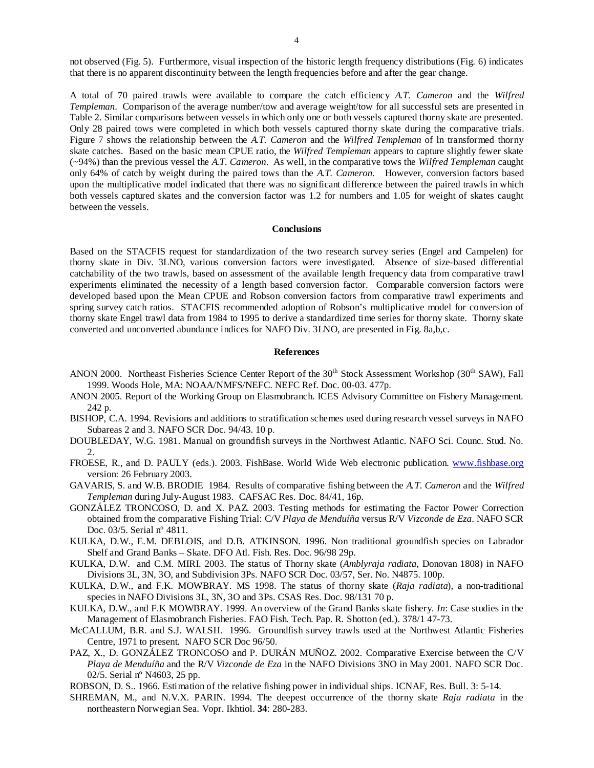not observed (Fig. 5). Furthermore, visual inspection of the historic length frequency distributions (Fig. 6) indicates that there is no apparent discontinuity between the length frequencies before and after the gear change.

A total of 70 paired trawls were available to compare the catch efficiency *A.T. Cameron* and the *Wilfred Templeman*. Comparison of the average number/tow and average weight/tow for all successful sets are presented in Table 2. Similar comparisons between vessels in which only one or both vessels captured thorny skate are presented. Only 28 paired tows were completed in which both vessels captured thorny skate during the comparative trials. Figure 7 shows the relationship between the *A.T. Cameron* and the *Wilfred Templeman* of ln transformed thorny skate catches. Based on the basic mean CPUE ratio, the *Wilfred Templeman* appears to capture slightly fewer skate (~94%) than the previous vessel the *A.T. Cameron*. As well, in the comparative tows the *Wilfred Templeman* caught only 64% of catch by weight during the paired tows than the *A.T. Cameron*. However, conversion factors based upon the multiplicative model indicated that there was no significant difference between the paired trawls in which both vessels captured skates and the conversion factor was 1.2 for numbers and 1.05 for weight of skates caught between the vessels.

## Conclusions

Based on the STACFIS request for standardization of the two research survey series (Engel and Campelen) for thorny skate in Div. 3LNO, various conversion factors were investigated. Absence of size-based differential catchability of the two trawls, based on assessment of the available length frequency data from comparative trawl experiments eliminated the necessity of a length based conversion factor. Comparable conversion factors were developed based upon the Mean CPUE and Robson conversion factors from comparative trawl experiments and spring survey catch ratios. STACFIS recommended adoption of Robson's multiplicative model for conversion of thorny skate Engel trawl data from 1984 to 1995 to derive a standardized time series for thorny skate. Thorny skate converted and unconverted abundance indices for NAFO Div. 3LNO, are presented in Fig. 8a,b,c.

## References

ANON 2000. Northeast Fisheries Science Center Report of the 30th Stock Assessment Workshop (30th SAW), Fall 1999. Woods Hole, MA: NOAA/NMFS/NEFC. NEFC Ref. Doc. 00-03. 477p.

ANON 2005. Report of the Working Group on Elasmobranch. ICES Advisory Committee on Fishery Management. 242 p.

BISHOP, C.A. 1994. Revisions and additions to stratification schemes used during research vessel surveys in NAFO Subareas 2 and 3. NAFO SCR Doc. 94/43. 10 p.

DOUBLEDAY, W.G. 1981. Manual on groundfish surveys in the Northwest Atlantic. NAFO Sci. Counc. Stud. No. 2.

FROESE, R., and D. PAULY (eds.). 2003. FishBase. World Wide Web electronic publication. www.fishbase.org version: 26 February 2003.

GAVARIS, S. and W.B. BRODIE 1984. Results of comparative fishing between the *A.T. Cameron* and the *Wilfred Templeman* during July-August 1983. CAFSAC Res. Doc. 84/41, 16p.

GONZÁLEZ TRONCOSO, D. and X. PAZ. 2003. Testing methods for estimating the Factor Power Correction obtained from the comparative Fishing Trial: C/V *Playa de Menduíña* versus R/V *Vizconde de Eza*. NAFO SCR Doc. 03/5. Serial nº 4811.

KULKA, D.W., E.M. DEBLOIS, and D.B. ATKINSON. 1996. Non traditional groundfish species on Labrador Shelf and Grand Banks – Skate. DFO Atl. Fish. Res. Doc. 96/98 29p.

KULKA, D.W. and C.M. MIRI. 2003. The status of Thorny skate (*Amblyraja radiata*, Donovan 1808) in NAFO Divisions 3L, 3N, 3O, and Subdivision 3Ps. NAFO SCR Doc. 03/57, Ser. No. N4875. 100p.

KULKA, D.W., and F.K. MOWBRAY. MS 1998. The status of thorny skate (*Raja radiata*), a non-traditional species in NAFO Divisions 3L, 3N, 3O and 3Ps. CSAS Res. Doc. 98/131 70 p.

KULKA, D.W., and F.K MOWBRAY. 1999. An overview of the Grand Banks skate fishery. *In*: Case studies in the Management of Elasmobranch Fisheries. FAO Fish. Tech. Pap. R. Shotton (ed.). 378/1 47-73.

McCALLUM, B.R. and S.J. WALSH. 1996. Groundfish survey trawls used at the Northwest Atlantic Fisheries Centre, 1971 to present. NAFO SCR Doc 96/50.

PAZ, X., D. GONZÁLEZ TRONCOSO and P. DURÁN MUÑOZ. 2002. Comparative Exercise between the C/V *Playa de Menduíña* and the R/V *Vizconde de Eza* in the NAFO Divisions 3NO in May 2001. NAFO SCR Doc. 02/5. Serial nº N4603, 25 pp.

ROBSON, D. S.. 1966. Estimation of the relative fishing power in individual ships. ICNAF, Res. Bull. 3: 5-14.

SHREMAN, M., and N.V.X. PARIN. 1994. The deepest occurrence of the thorny skate *Raja radiata* in the northeastern Norwegian Sea. Vopr. Ikhtiol. **34**: 280-283.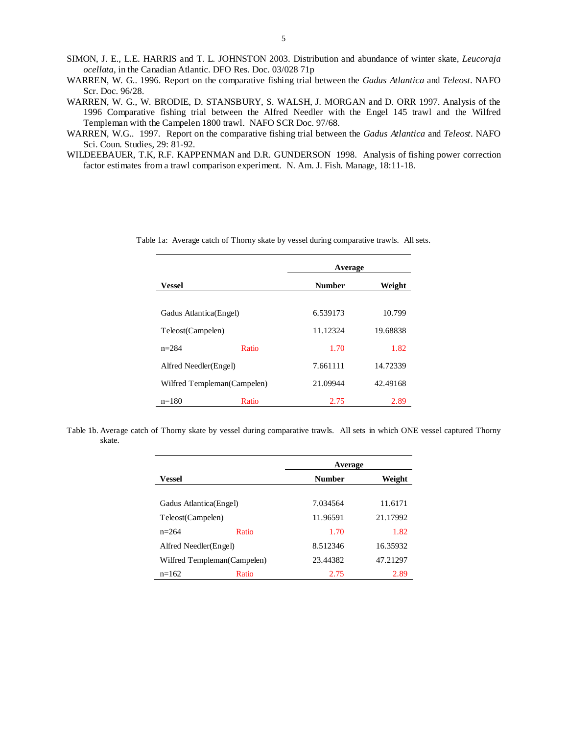SIMON, J. E., L.E. HARRIS and T. L. JOHNSTON 2003. Distribution and abundance of winter skate, *Leucoraja ocellata*, in the Canadian Atlantic. DFO Res. Doc. 03/028 71p

WARREN, W. G.. 1996. Report on the comparative fishing trial between the *Gadus Atlantica* and *Teleost*. NAFO Scr. Doc. 96/28.

WARREN, W. G., W. BRODIE, D. STANSBURY, S. WALSH, J. MORGAN and D. ORR 1997. Analysis of the 1996 Comparative fishing trial between the Alfred Needler with the Engel 145 trawl and the Wilfred Templeman with the Campelen 1800 trawl. NAFO SCR Doc. 97/68.

WARREN, W.G.. 1997. Report on the comparative fishing trial between the *Gadus Atlantica* and *Teleost*. NAFO Sci. Coun. Studies, 29: 81-92.

WILDEEBAUER, T.K, R.F. KAPPENMAN and D.R. GUNDERSON 1998. Analysis of fishing power correction factor estimates from a trawl comparison experiment. N. Am. J. Fish. Manage, 18:11-18.

Table 1a: Average catch of Thorny skate by vessel during comparative trawls. All sets.

| **Vessel** | | **Average Number** | **Average Weight** |
|---|---|---|---|
| Gadus Atlantica(Engel) | | 6.539173 | 10.799 |
| Teleost(Campelen) | | 11.12324 | 19.68838 |
| n=284 | Ratio | 1.70 | 1.82 |
| Alfred Needler(Engel) | | 7.661111 | 14.72339 |
| Wilfred Templeman(Campelen) | | 21.09944 | 42.49168 |
| n=180 | Ratio | 2.75 | 2.89 |

Table 1b. Average catch of Thorny skate by vessel during comparative trawls. All sets in which ONE vessel captured Thorny skate.

| **Vessel** | | **Average Number** | **Average Weight** |
|---|---|---|---|
| Gadus Atlantica(Engel) | | 7.034564 | 11.6171 |
| Teleost(Campelen) | | 11.96591 | 21.17992 |
| n=264 | Ratio | 1.70 | 1.82 |
| Alfred Needler(Engel) | | 8.512346 | 16.35932 |
| Wilfred Templeman(Campelen) | | 23.44382 | 47.21297 |
| n=162 | Ratio | 2.75 | 2.89 |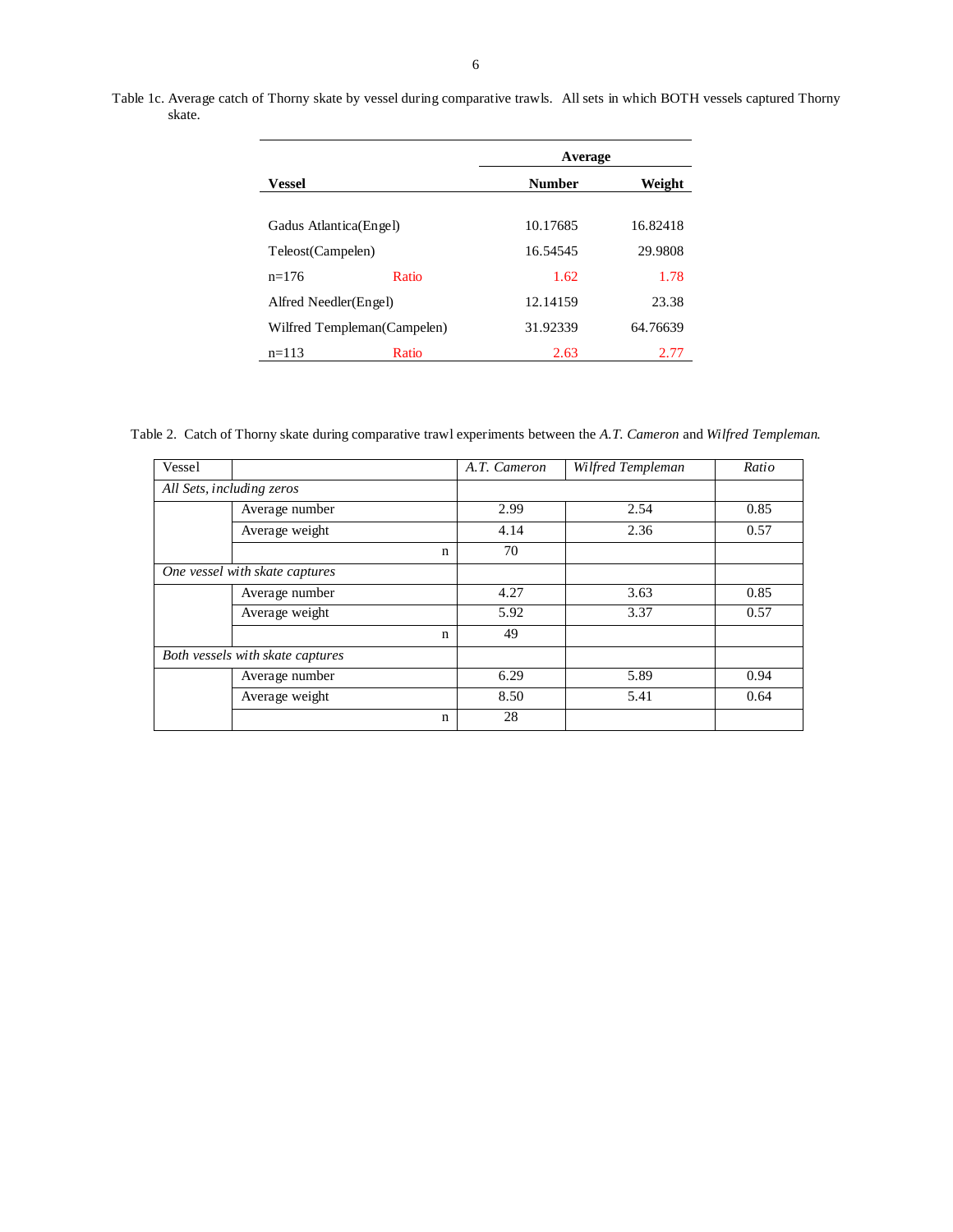Table 1c. Average catch of Thorny skate by vessel during comparative trawls. All sets in which BOTH vessels captured Thorny skate.

| Vessel | | Average Number | Average Weight |
|---|---|---|---|
| Gadus Atlantica(Engel) | | 10.17685 | 16.82418 |
| Teleost(Campelen) | | 16.54545 | 29.9808 |
| n=176 | Ratio | 1.62 | 1.78 |
| Alfred Needler(Engel) | | 12.14159 | 23.38 |
| Wilfred Templeman(Campelen) | | 31.92339 | 64.76639 |
| n=113 | Ratio | 2.63 | 2.77 |

Table 2. Catch of Thorny skate during comparative trawl experiments between the *A.T. Cameron* and *Wilfred Templeman*.

| Vessel | | *A.T. Cameron* | *Wilfred Templeman* | *Ratio* |
|---|---|---|---|---|
| *All Sets, including zeros* | | | | |
| | Average number | 2.99 | 2.54 | 0.85 |
| | Average weight | 4.14 | 2.36 | 0.57 |
| | n | 70 | | |
| *One vessel with skate captures* | | | | |
| | Average number | 4.27 | 3.63 | 0.85 |
| | Average weight | 5.92 | 3.37 | 0.57 |
| | n | 49 | | |
| *Both vessels with skate captures* | | | | |
| | Average number | 6.29 | 5.89 | 0.94 |
| | Average weight | 8.50 | 5.41 | 0.64 |
| | n | 28 | | |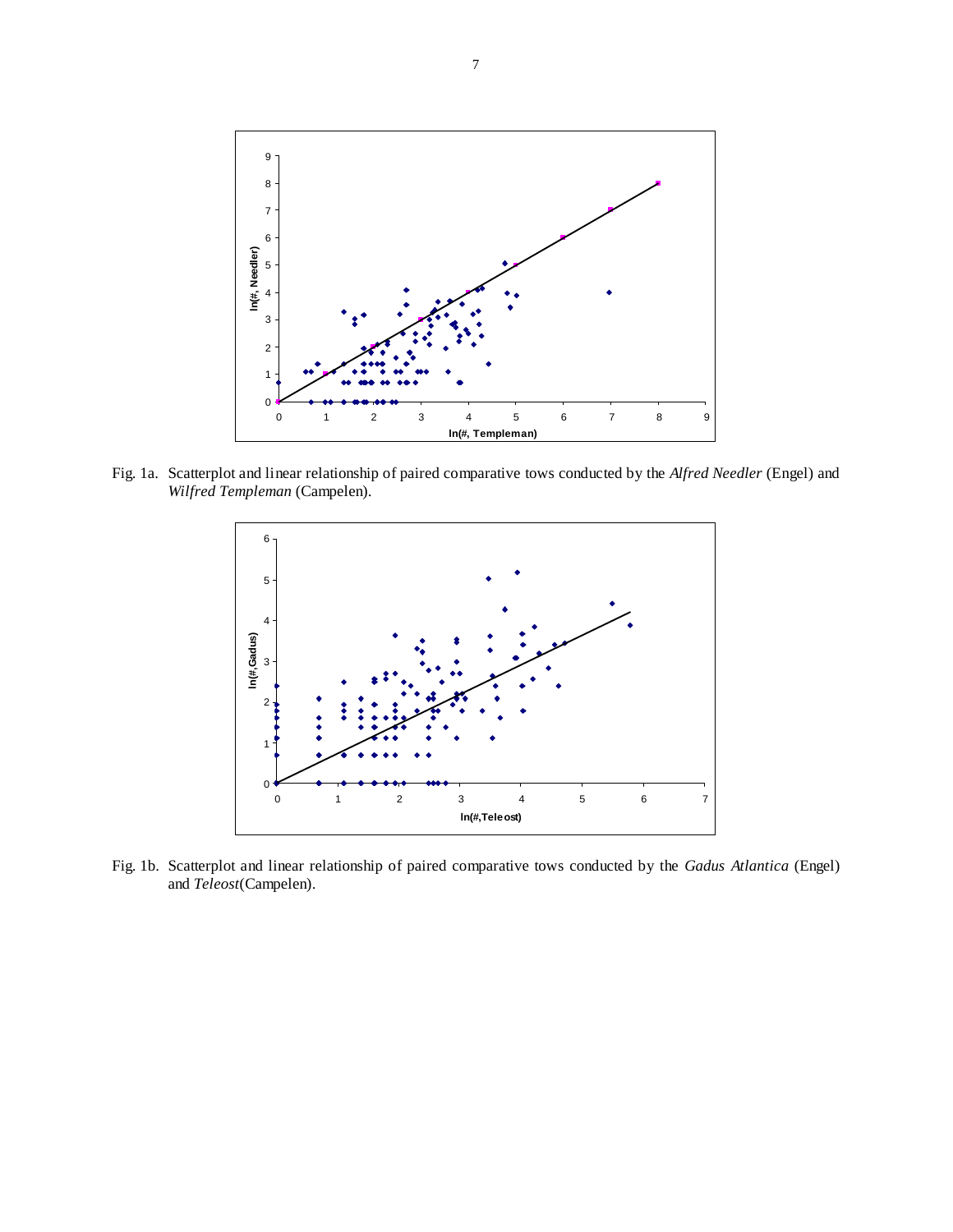Fig. 1a. Scatterplot and linear relationship of paired comparative tows conducted by the *Alfred Needler* (Engel) and *Wilfred Templeman* (Campelen).

Fig. 1b. Scatterplot and linear relationship of paired comparative tows conducted by the *Gadus Atlantica* (Engel) and *Teleost*(Campelen).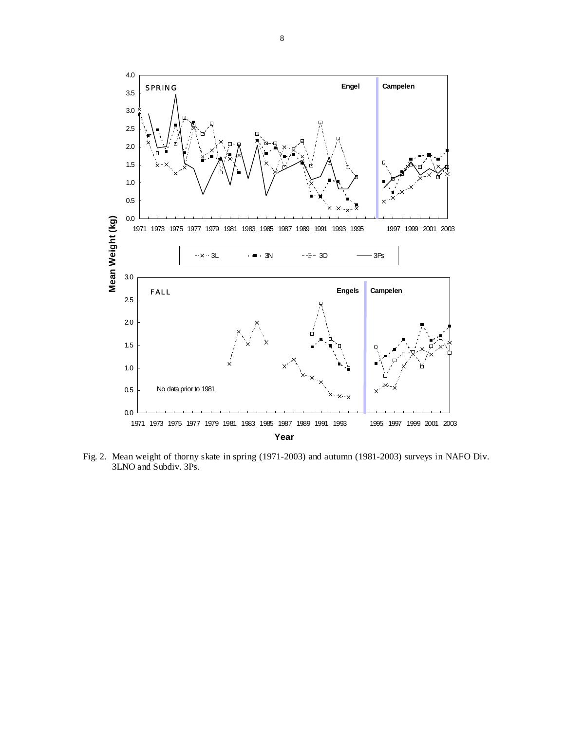Fig. 2. Mean weight of thorny skate in spring (1971-2003) and autumn (1981-2003) surveys in NAFO Div. 3LNO and Subdiv. 3Ps.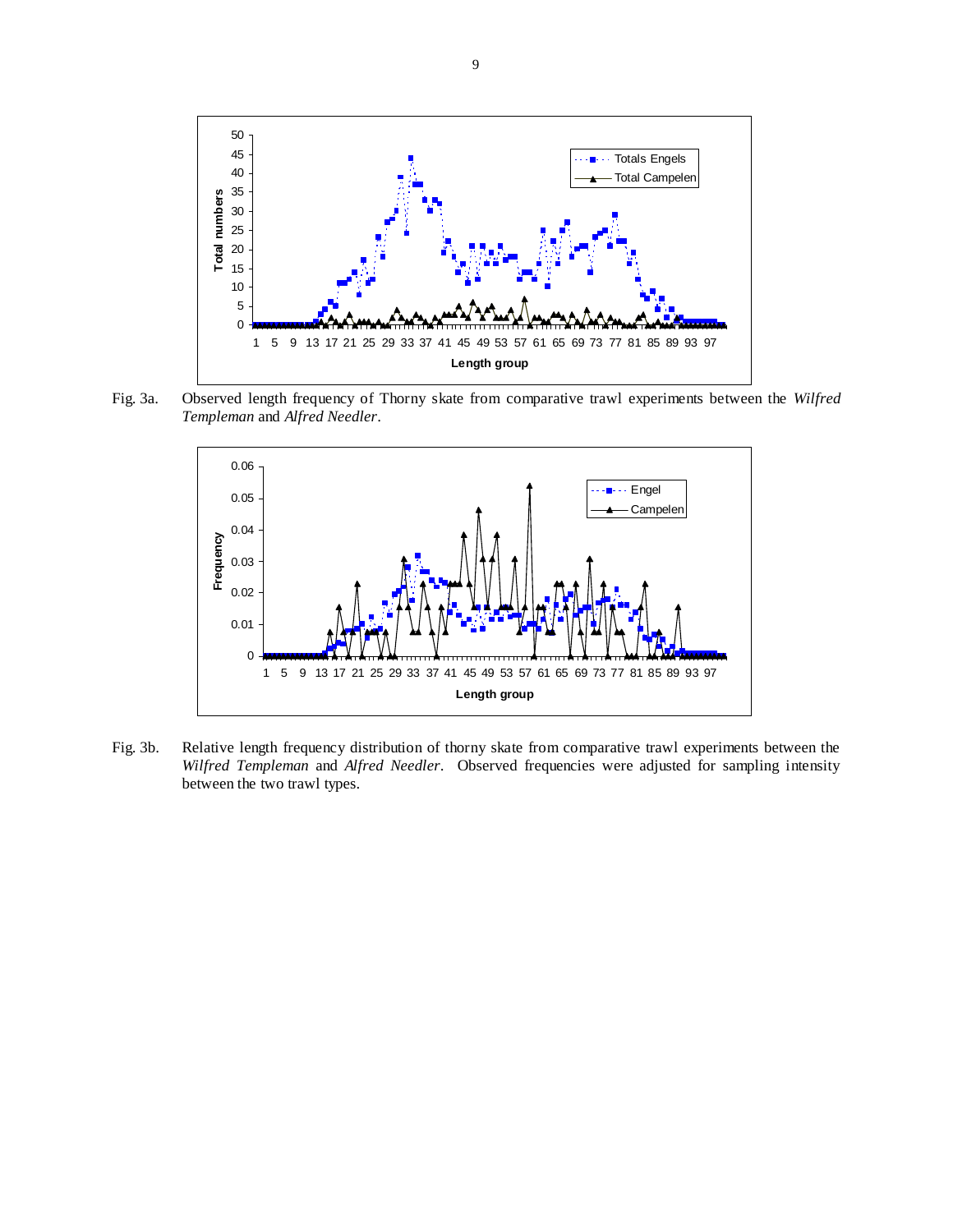Fig. 3a. Observed length frequency of Thorny skate from comparative trawl experiments between the *Wilfred Templeman* and *Alfred Needler*.

Fig. 3b. Relative length frequency distribution of thorny skate from comparative trawl experiments between the *Wilfred Templeman* and *Alfred Needler*. Observed frequencies were adjusted for sampling intensity between the two trawl types.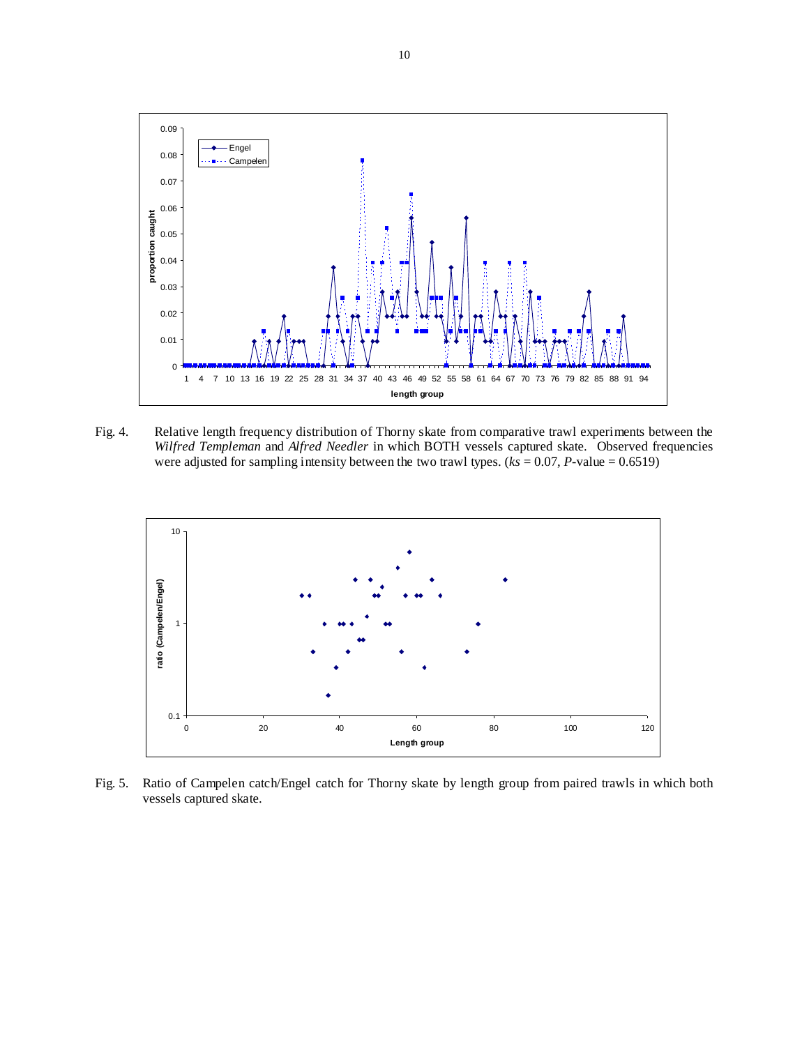Fig. 4. Relative length frequency distribution of Thorny skate from comparative trawl experiments between the *Wilfred Templeman* and *Alfred Needler* in which BOTH vessels captured skate. Observed frequencies were adjusted for sampling intensity between the two trawl types. ($ks$ = 0.07, $P$-value = 0.6519)

Fig. 5. Ratio of Campelen catch/Engel catch for Thorny skate by length group from paired trawls in which both vessels captured skate.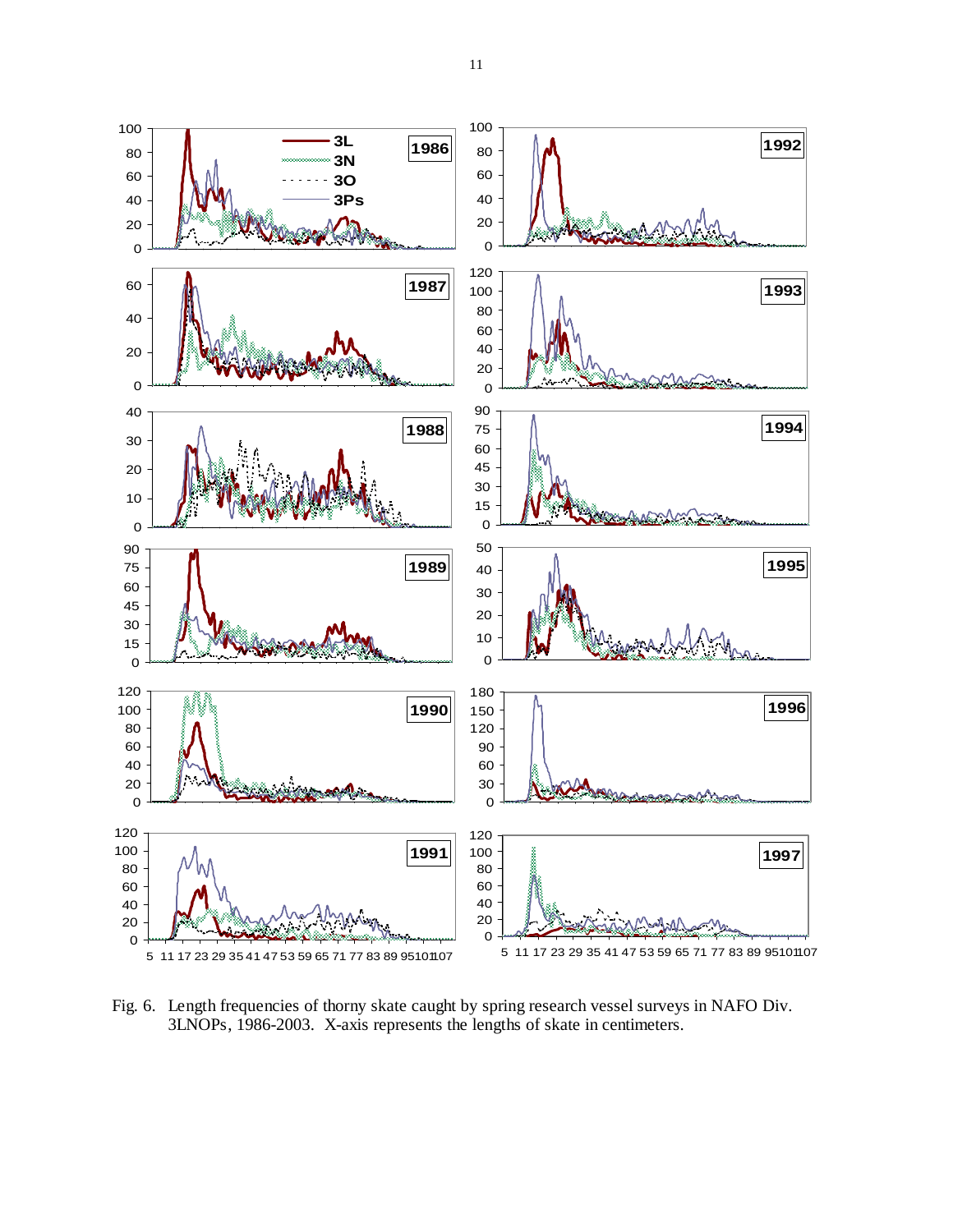Fig. 6. Length frequencies of thorny skate caught by spring research vessel surveys in NAFO Div. 3LNOPs, 1986-2003. X-axis represents the lengths of skate in centimeters.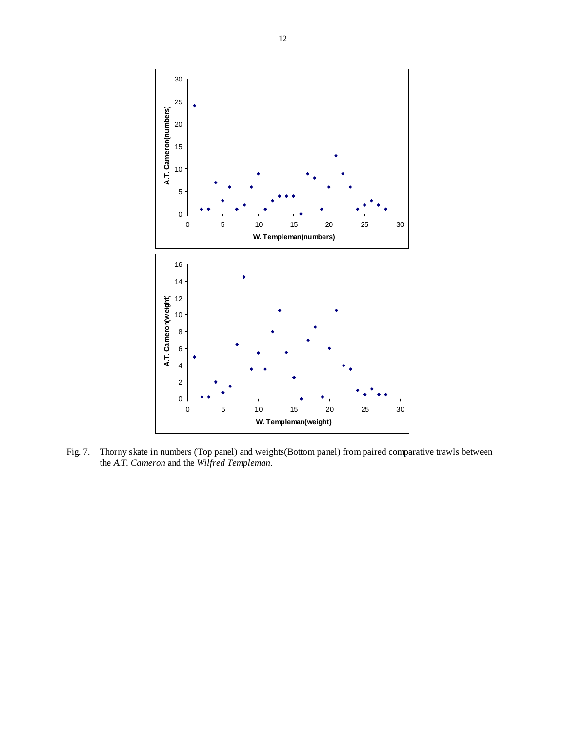Fig. 7. Thorny skate in numbers (Top panel) and weights(Bottom panel) from paired comparative trawls between the *A.T. Cameron* and the *Wilfred Templeman*.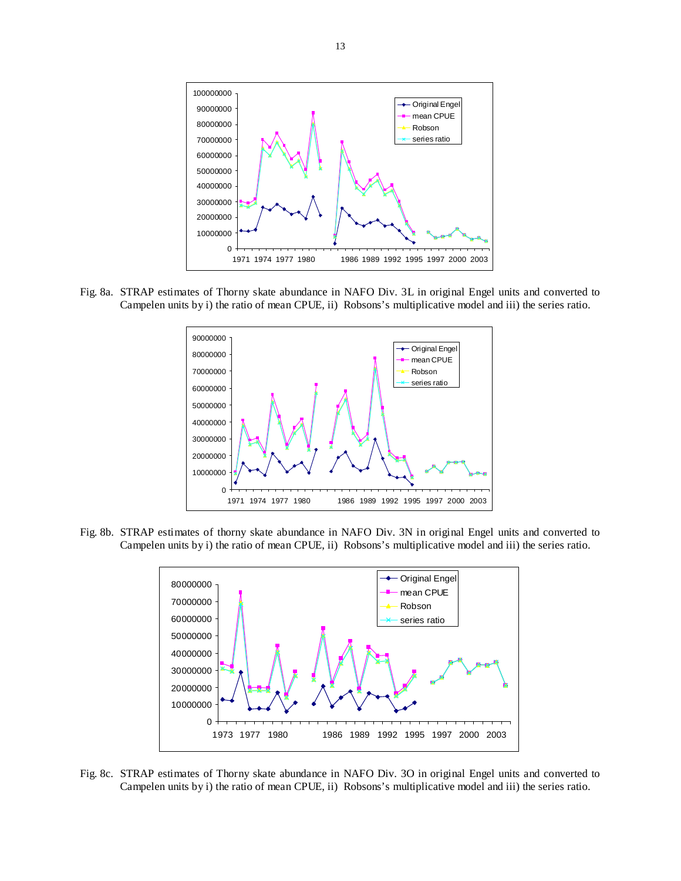100000000
90000000
80000000
70000000
60000000
50000000
40000000
30000000
20000000
10000000
0

1971 1974 1977 1980 1986 1989 1992 1995 1997 2000 2003

Original Engel
mean CPUE
Robson
series ratio

Fig. 8a. STRAP estimates of Thorny skate abundance in NAFO Div. 3L in original Engel units and converted to Campelen units by i) the ratio of mean CPUE, ii) Robsons's multiplicative model and iii) the series ratio.

90000000
80000000
70000000
60000000
50000000
40000000
30000000
20000000
10000000
0

1971 1974 1977 1980 1986 1989 1992 1995 1997 2000 2003

Original Engel
mean CPUE
Robson
series ratio

Fig. 8b. STRAP estimates of thorny skate abundance in NAFO Div. 3N in original Engel units and converted to Campelen units by i) the ratio of mean CPUE, ii) Robsons's multiplicative model and iii) the series ratio.

80000000
70000000
60000000
50000000
40000000
30000000
20000000
10000000
0

1973 1977 1980 1986 1989 1992 1995 1997 2000 2003

Original Engel
mean CPUE
Robson
series ratio

Fig. 8c. STRAP estimates of Thorny skate abundance in NAFO Div. 3O in original Engel units and converted to Campelen units by i) the ratio of mean CPUE, ii) Robsons's multiplicative model and iii) the series ratio.